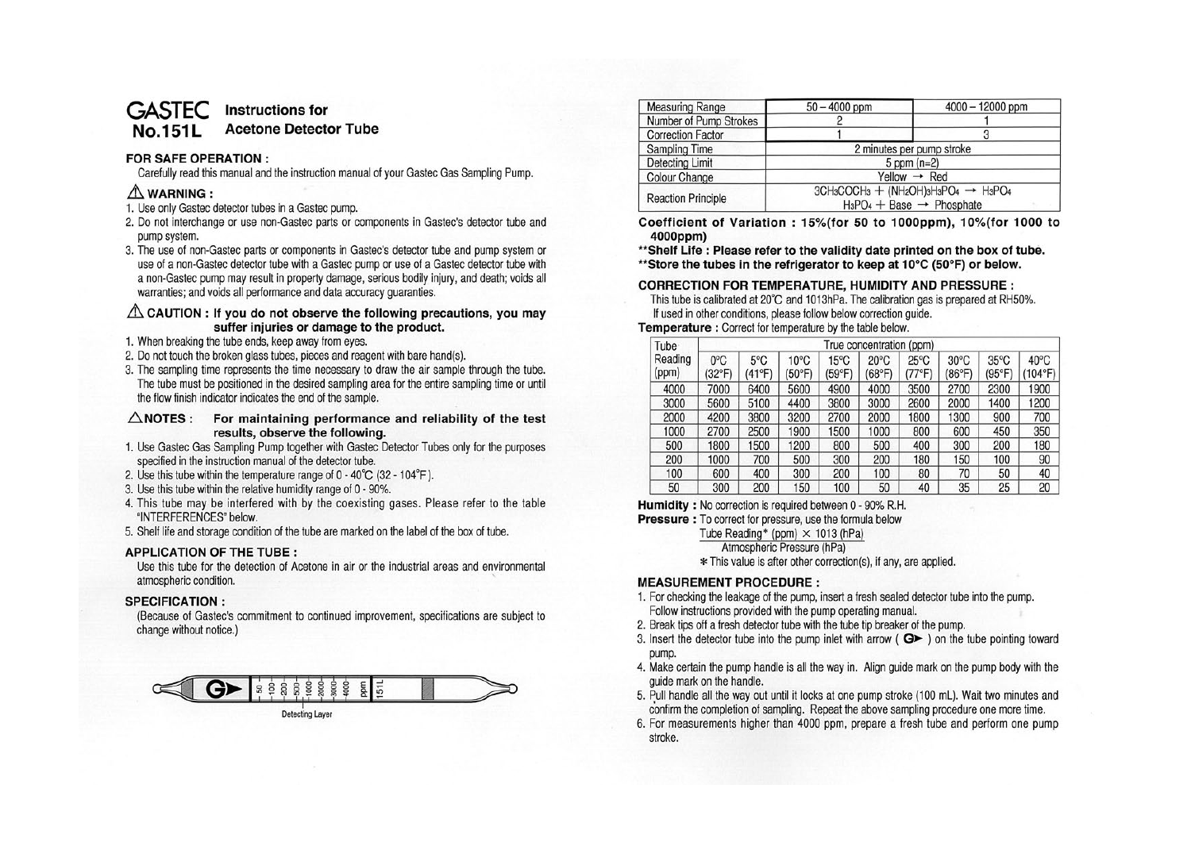# GASTEC No.151L Instructions for Acetone Detector Tube

## FOR SAFE OPERATION :

Carefully read this manual and the instruction manual of your Gastec Gas Sampling Pump.

### ⚠ WARNING :

1. Use only Gastec detector tubes in a Gastec pump.
2. Do not interchange or use non-Gastec parts or components in Gastec's detector tube and pump system.
3. The use of non-Gastec parts or components in Gastec's detector tube and pump system or use of a non-Gastec detector tube with a Gastec pump or use of a Gastec detector tube with a non-Gastec pump may result in property damage, serious bodily injury, and death; voids all warranties; and voids all performance and data accuracy guaranties.

### ⚠ CAUTION : If you do not observe the following precautions, you may suffer injuries or damage to the product.

1. When breaking the tube ends, keep away from eyes.
2. Do not touch the broken glass tubes, pieces and reagent with bare hand(s).
3. The sampling time represents the time necessary to draw the air sample through the tube. The tube must be positioned in the desired sampling area for the entire sampling time or until the flow finish indicator indicates the end of the sample.

### △NOTES : For maintaining performance and reliability of the test results, observe the following.

1. Use Gastec Gas Sampling Pump together with Gastec Detector Tubes only for the purposes specified in the instruction manual of the detector tube.
2. Use this tube within the temperature range of 0 - 40℃ (32 - 104°F).
3. Use this tube within the relative humidity range of 0 - 90%.
4. This tube may be interfered with by the coexisting gases. Please refer to the table "INTERFERENCES" below.
5. Shelf life and storage condition of the tube are marked on the label of the box of tube.

## APPLICATION OF THE TUBE :

Use this tube for the detection of Acetone in air or the industrial areas and environmental atmospheric condition.

## SPECIFICATION :

(Because of Gastec's commitment to continued improvement, specifications are subject to change without notice.)

G➤ | 50 | 100 | 200 | 500 | 1000 | 2000 | 3000 | 4000 | ppm | 151L

Detecting Layer

| Measuring Range | 50 – 4000 ppm | 4000 – 12000 ppm |
|---|---|---|
| Number of Pump Strokes | 2 | 1 |
| Correction Factor | 1 | 3 |
| Sampling Time | 2 minutes per pump stroke | |
| Detecting Limit | 5 ppm (n=2) | |
| Colour Change | Yellow → Red | |
| Reaction Principle | $3CH_3COCH_3 + (NH_2OH)_3H_3PO_4 \rightarrow H_3PO_4$<br>$H_3PO_4$ + Base → Phosphate | |

**Coefficient of Variation : 15%(for 50 to 1000ppm), 10%(for 1000 to 4000ppm)**

****Shelf Life : Please refer to the validity date printed on the box of tube.**

****Store the tubes in the refrigerator to keep at 10°C (50°F) or below.**

## CORRECTION FOR TEMPERATURE, HUMIDITY AND PRESSURE :

This tube is calibrated at 20℃ and 1013hPa. The calibration gas is prepared at RH50%.
If used in other conditions, please follow below correction guide.

**Temperature** : Correct for temperature by the table below.

| Tube Reading (ppm) | True concentration (ppm) | | | | | | | | |
|---|---|---|---|---|---|---|---|---|---|
| | 0°C (32°F) | 5°C (41°F) | 10°C (50°F) | 15°C (59°F) | 20°C (68°F) | 25°C (77°F) | 30°C (86°F) | 35°C (95°F) | 40°C (104°F) |
| 4000 | 7000 | 6400 | 5600 | 4900 | 4000 | 3500 | 2700 | 2300 | 1900 |
| 3000 | 5600 | 5100 | 4400 | 3600 | 3000 | 2600 | 2000 | 1400 | 1200 |
| 2000 | 4200 | 3800 | 3200 | 2700 | 2000 | 1800 | 1300 | 900 | 700 |
| 1000 | 2700 | 2500 | 1900 | 1500 | 1000 | 800 | 600 | 450 | 350 |
| 500 | 1800 | 1500 | 1200 | 800 | 500 | 400 | 300 | 200 | 180 |
| 200 | 1000 | 700 | 500 | 300 | 200 | 180 | 150 | 100 | 90 |
| 100 | 600 | 400 | 300 | 200 | 100 | 80 | 70 | 50 | 40 |
| 50 | 300 | 200 | 150 | 100 | 50 | 40 | 35 | 25 | 20 |

**Humidity** : No correction is required between 0 - 90% R.H.

**Pressure** : To correct for pressure, use the formula below

$$\frac{\text{Tube Reading* (ppm)} \times 1013 \text{ (hPa)}}{\text{Atmospheric Pressure (hPa)}}$$

* This value is after other correction(s), if any, are applied.

## MEASUREMENT PROCEDURE :

1. For checking the leakage of the pump, insert a fresh sealed detector tube into the pump. Follow instructions provided with the pump operating manual.
2. Break tips off a fresh detector tube with the tube tip breaker of the pump.
3. Insert the detector tube into the pump inlet with arrow ( G➤ ) on the tube pointing toward pump.
4. Make certain the pump handle is all the way in. Align guide mark on the pump body with the guide mark on the handle.
5. Pull handle all the way out until it locks at one pump stroke (100 mL). Wait two minutes and confirm the completion of sampling. Repeat the above sampling procedure one more time.
6. For measurements higher than 4000 ppm, prepare a fresh tube and perform one pump stroke.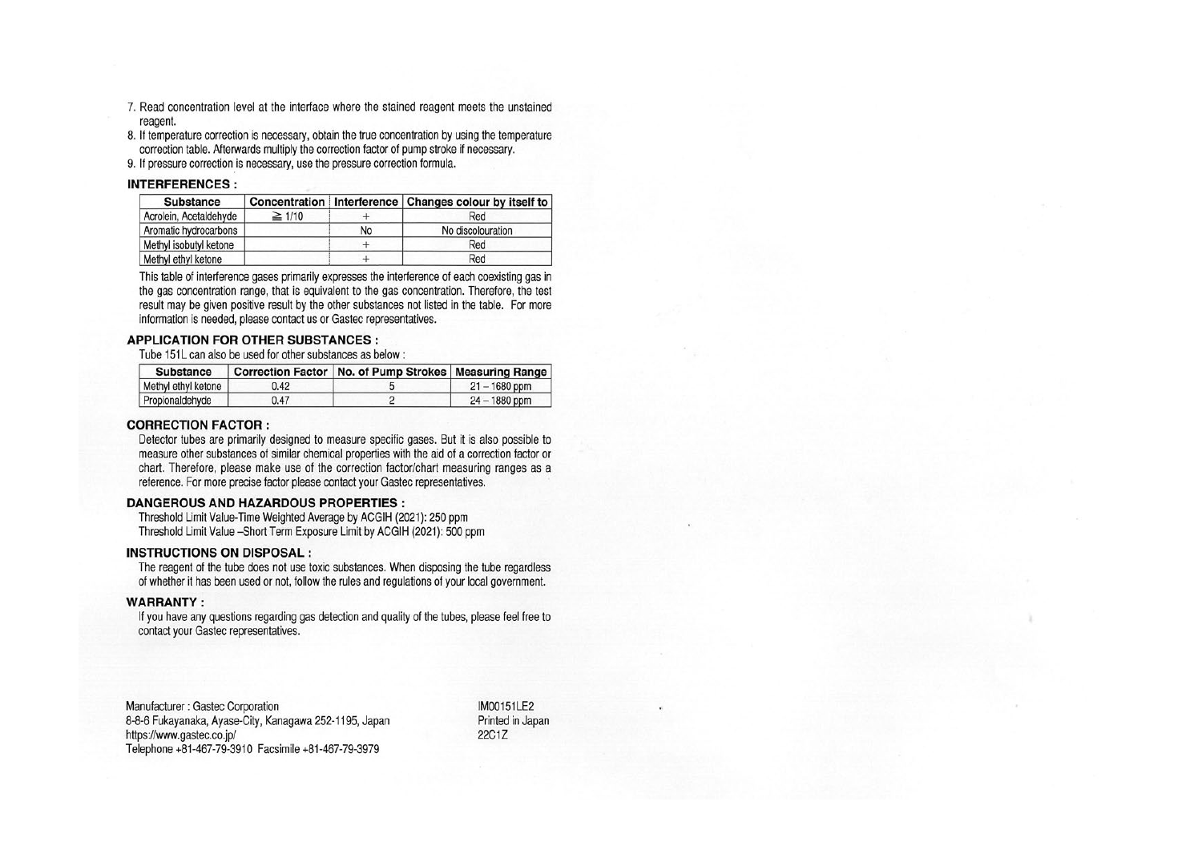7. Read concentration level at the interface where the stained reagent meets the unstained reagent.
8. If temperature correction is necessary, obtain the true concentration by using the temperature correction table. Afterwards multiply the correction factor of pump stroke if necessary.
9. If pressure correction is necessary, use the pressure correction formula.

## INTERFERENCES :

| Substance | Concentration | Interference | Changes colour by itself to |
|---|---|---|---|
| Acrolein, Acetaldehyde | ≧ 1/10 | + | Red |
| Aromatic hydrocarbons | | No | No discolouration |
| Methyl isobutyl ketone | | + | Red |
| Methyl ethyl ketone | | + | Red |

This table of interference gases primarily expresses the interference of each coexisting gas in the gas concentration range, that is equivalent to the gas concentration. Therefore, the test result may be given positive result by the other substances not listed in the table. For more information is needed, please contact us or Gastec representatives.

## APPLICATION FOR OTHER SUBSTANCES :

Tube 151L can also be used for other substances as below :

| Substance | Correction Factor | No. of Pump Strokes | Measuring Range |
|---|---|---|---|
| Methyl ethyl ketone | 0.42 | 5 | 21 – 1680 ppm |
| Propionaldehyde | 0.47 | 2 | 24 – 1880 ppm |

## CORRECTION FACTOR :

Detector tubes are primarily designed to measure specific gases. But it is also possible to measure other substances of similar chemical properties with the aid of a correction factor or chart. Therefore, please make use of the correction factor/chart measuring ranges as a reference. For more precise factor please contact your Gastec representatives.

## DANGEROUS AND HAZARDOUS PROPERTIES :

Threshold Limit Value-Time Weighted Average by ACGIH (2021): 250 ppm
Threshold Limit Value –Short Term Exposure Limit by ACGIH (2021): 500 ppm

## INSTRUCTIONS ON DISPOSAL :

The reagent of the tube does not use toxic substances. When disposing the tube regardless of whether it has been used or not, follow the rules and regulations of your local government.

## WARRANTY :

If you have any questions regarding gas detection and quality of the tubes, please feel free to contact your Gastec representatives.

Manufacturer : Gastec Corporation
8-8-6 Fukayanaka, Ayase-City, Kanagawa 252-1195, Japan
https://www.gastec.co.jp/
Telephone +81-467-79-3910 Facsimile +81-467-79-3979

IM00151LE2
Printed in Japan
22C1Z